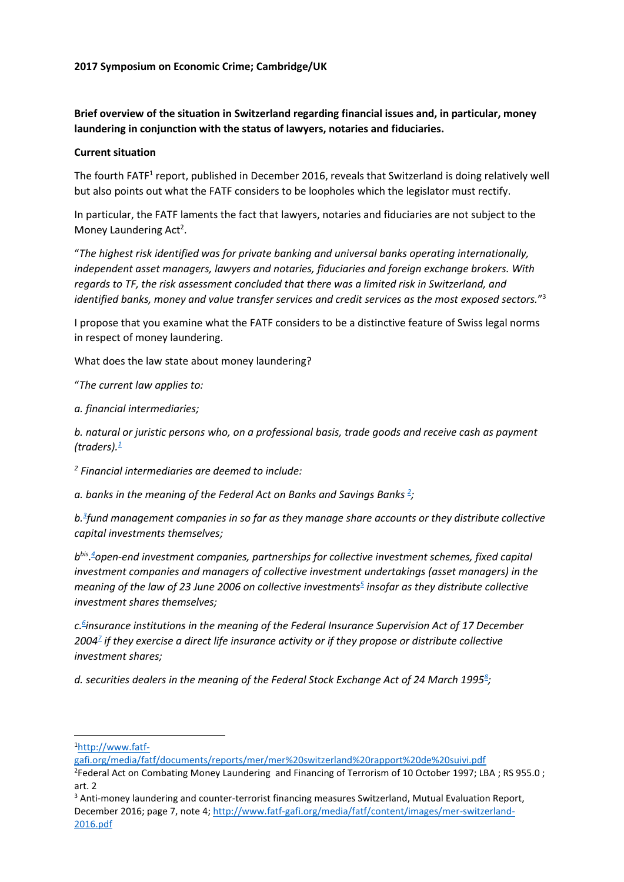**2017 Symposium on Economic Crime; Cambridge/UK**

**Brief overview of the situation in Switzerland regarding financial issues and, in particular, money laundering in conjunction with the status of lawyers, notaries and fiduciaries.**

**Current situation**

The fourth FATF[1] report, published in December 2016, reveals that Switzerland is doing relatively well but also points out what the FATF considers to be loopholes which the legislator must rectify.

In particular, the FATF laments the fact that lawyers, notaries and fiduciaries are not subject to the Money Laundering Act[2].

"*The highest risk identified was for private banking and universal banks operating internationally, independent asset managers, lawyers and notaries, fiduciaries and foreign exchange brokers. With regards to TF, the risk assessment concluded that there was a limited risk in Switzerland, and identified banks, money and value transfer services and credit services as the most exposed sectors.*"[3]

I propose that you examine what the FATF considers to be a distinctive feature of Swiss legal norms in respect of money laundering.

What does the law state about money laundering?

"*The current law applies to:*

*a. financial intermediaries;*

*b. natural or juristic persons who, on a professional basis, trade goods and receive cash as payment (traders).[1]*

*[2] Financial intermediaries are deemed to include:*

*a. banks in the meaning of the Federal Act on Banks and Savings Banks [2];*

*b.[3] fund management companies in so far as they manage share accounts or they distribute collective capital investments themselves;*

*b[bis].[4] open-end investment companies, partnerships for collective investment schemes, fixed capital investment companies and managers of collective investment undertakings (asset managers) in the meaning of the law of 23 June 2006 on collective investments[5] insofar as they distribute collective investment shares themselves;*

*c.[6] insurance institutions in the meaning of the Federal Insurance Supervision Act of 17 December 2004[7] if they exercise a direct life insurance activity or if they propose or distribute collective investment shares;*

*d. securities dealers in the meaning of the Federal Stock Exchange Act of 24 March 1995[8];*

---

[1] http://www.fatf-gafi.org/media/fatf/documents/reports/mer/mer%20switzerland%20rapport%20de%20suivi.pdf

[2] Federal Act on Combating Money Laundering and Financing of Terrorism of 10 October 1997; LBA ; RS 955.0 ; art. 2

[3] Anti-money laundering and counter-terrorist financing measures Switzerland, Mutual Evaluation Report, December 2016; page 7, note 4; http://www.fatf-gafi.org/media/fatf/content/images/mer-switzerland-2016.pdf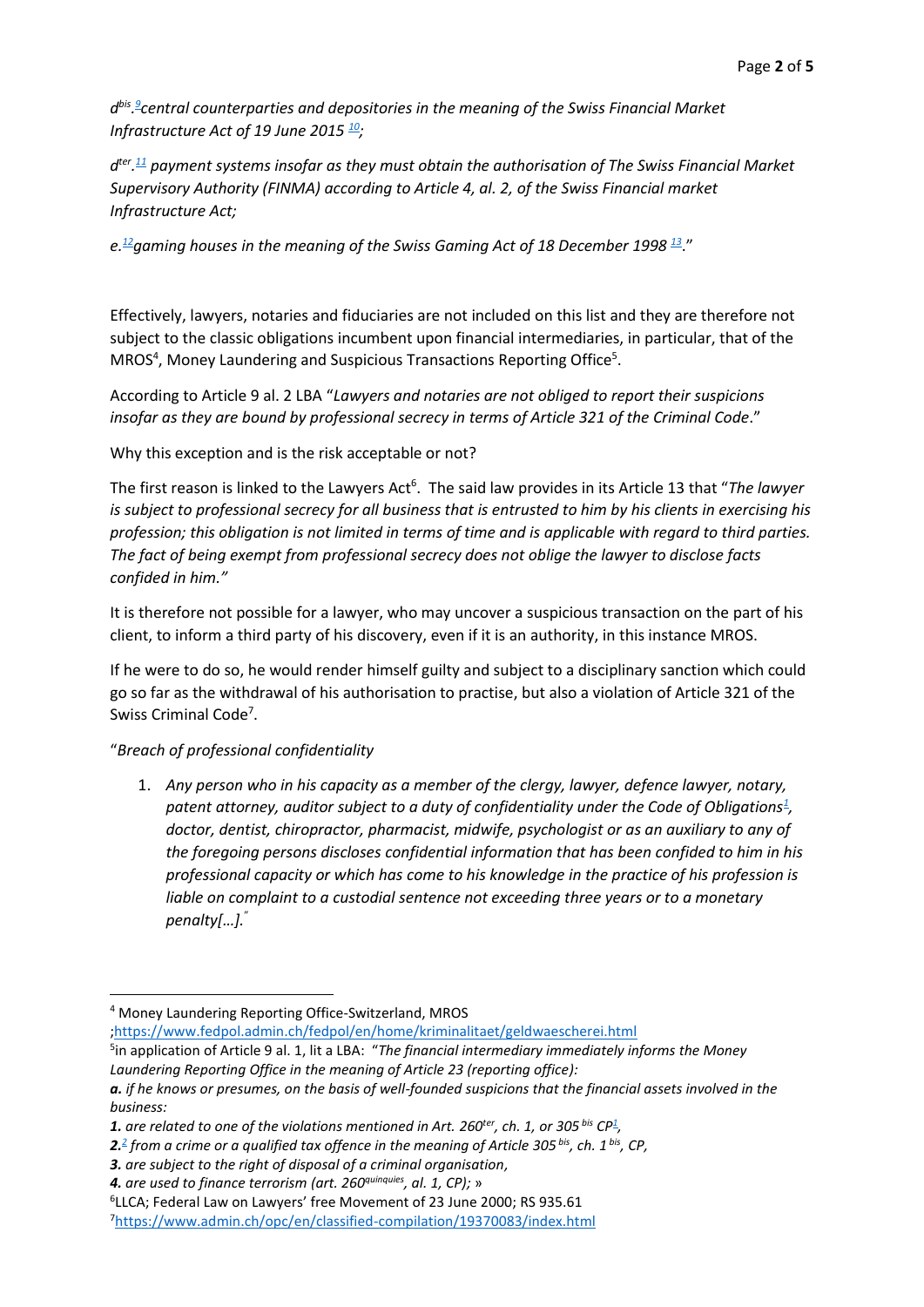*d[bis]. [9] central counterparties and depositories in the meaning of the Swiss Financial Market Infrastructure Act of 19 June 2015 [10];*

*d[ter]. [11] payment systems insofar as they must obtain the authorisation of The Swiss Financial Market Supervisory Authority (FINMA) according to Article 4, al. 2, of the Swiss Financial market Infrastructure Act;*

*e. [12] gaming houses in the meaning of the Swiss Gaming Act of 18 December 1998 [13].*"

Effectively, lawyers, notaries and fiduciaries are not included on this list and they are therefore not subject to the classic obligations incumbent upon financial intermediaries, in particular, that of the MROS[4], Money Laundering and Suspicious Transactions Reporting Office[5].

According to Article 9 al. 2 LBA "*Lawyers and notaries are not obliged to report their suspicions insofar as they are bound by professional secrecy in terms of Article 321 of the Criminal Code*."

Why this exception and is the risk acceptable or not?

The first reason is linked to the Lawyers Act[6]. The said law provides in its Article 13 that "*The lawyer is subject to professional secrecy for all business that is entrusted to him by his clients in exercising his profession; this obligation is not limited in terms of time and is applicable with regard to third parties. The fact of being exempt from professional secrecy does not oblige the lawyer to disclose facts confided in him."*

It is therefore not possible for a lawyer, who may uncover a suspicious transaction on the part of his client, to inform a third party of his discovery, even if it is an authority, in this instance MROS.

If he were to do so, he would render himself guilty and subject to a disciplinary sanction which could go so far as the withdrawal of his authorisation to practise, but also a violation of Article 321 of the Swiss Criminal Code[7].

"*Breach of professional confidentiality*

1. *Any person who in his capacity as a member of the clergy, lawyer, defence lawyer, notary, patent attorney, auditor subject to a duty of confidentiality under the Code of Obligations[1], doctor, dentist, chiropractor, pharmacist, midwife, psychologist or as an auxiliary to any of the foregoing persons discloses confidential information that has been confided to him in his professional capacity or which has come to his knowledge in the practice of his profession is liable on complaint to a custodial sentence not exceeding three years or to a monetary penalty[…].*"

---

[4] Money Laundering Reporting Office-Switzerland, MROS ;https://www.fedpol.admin.ch/fedpol/en/home/kriminalitaet/geldwaescherei.html

[5] in application of Article 9 al. 1, lit a LBA: "*The financial intermediary immediately informs the Money Laundering Reporting Office in the meaning of Article 23 (reporting office):*

***a.*** *if he knows or presumes, on the basis of well-founded suspicions that the financial assets involved in the business:*

***1.*** *are related to one of the violations mentioned in Art. 260[ter], ch. 1, or 305[bis] CP[1],*

***2.***[2] *from a crime or a qualified tax offence in the meaning of Article 305[bis], ch. 1[bis], CP,*

***3.*** *are subject to the right of disposal of a criminal organisation,*

***4.*** *are used to finance terrorism (art. 260[quinquies], al. 1, CP);* »

[6] LLCA; Federal Law on Lawyers' free Movement of 23 June 2000; RS 935.61

[7] https://www.admin.ch/opc/en/classified-compilation/19370083/index.html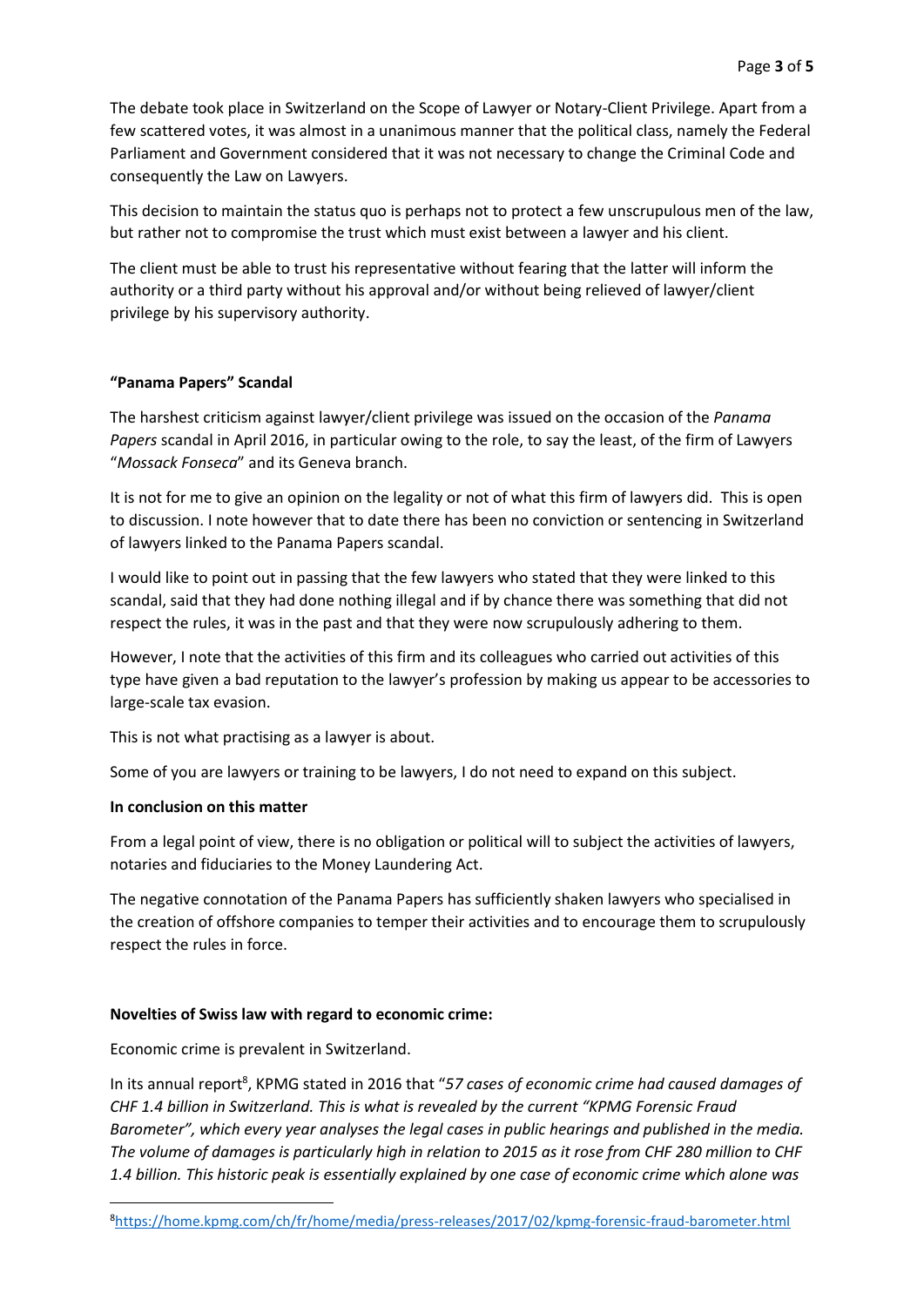The debate took place in Switzerland on the Scope of Lawyer or Notary-Client Privilege. Apart from a few scattered votes, it was almost in a unanimous manner that the political class, namely the Federal Parliament and Government considered that it was not necessary to change the Criminal Code and consequently the Law on Lawyers.

This decision to maintain the status quo is perhaps not to protect a few unscrupulous men of the law, but rather not to compromise the trust which must exist between a lawyer and his client.

The client must be able to trust his representative without fearing that the latter will inform the authority or a third party without his approval and/or without being relieved of lawyer/client privilege by his supervisory authority.

**"Panama Papers" Scandal**

The harshest criticism against lawyer/client privilege was issued on the occasion of the *Panama Papers* scandal in April 2016, in particular owing to the role, to say the least, of the firm of Lawyers "*Mossack Fonseca*" and its Geneva branch.

It is not for me to give an opinion on the legality or not of what this firm of lawyers did. This is open to discussion. I note however that to date there has been no conviction or sentencing in Switzerland of lawyers linked to the Panama Papers scandal.

I would like to point out in passing that the few lawyers who stated that they were linked to this scandal, said that they had done nothing illegal and if by chance there was something that did not respect the rules, it was in the past and that they were now scrupulously adhering to them.

However, I note that the activities of this firm and its colleagues who carried out activities of this type have given a bad reputation to the lawyer's profession by making us appear to be accessories to large-scale tax evasion.

This is not what practising as a lawyer is about.

Some of you are lawyers or training to be lawyers, I do not need to expand on this subject.

**In conclusion on this matter**

From a legal point of view, there is no obligation or political will to subject the activities of lawyers, notaries and fiduciaries to the Money Laundering Act.

The negative connotation of the Panama Papers has sufficiently shaken lawyers who specialised in the creation of offshore companies to temper their activities and to encourage them to scrupulously respect the rules in force.

**Novelties of Swiss law with regard to economic crime:**

Economic crime is prevalent in Switzerland.

In its annual report[8], KPMG stated in 2016 that "*57 cases of economic crime had caused damages of CHF 1.4 billion in Switzerland. This is what is revealed by the current "KPMG Forensic Fraud Barometer", which every year analyses the legal cases in public hearings and published in the media. The volume of damages is particularly high in relation to 2015 as it rose from CHF 280 million to CHF 1.4 billion. This historic peak is essentially explained by one case of economic crime which alone was*

[8] https://home.kpmg.com/ch/fr/home/media/press-releases/2017/02/kpmg-forensic-fraud-barometer.html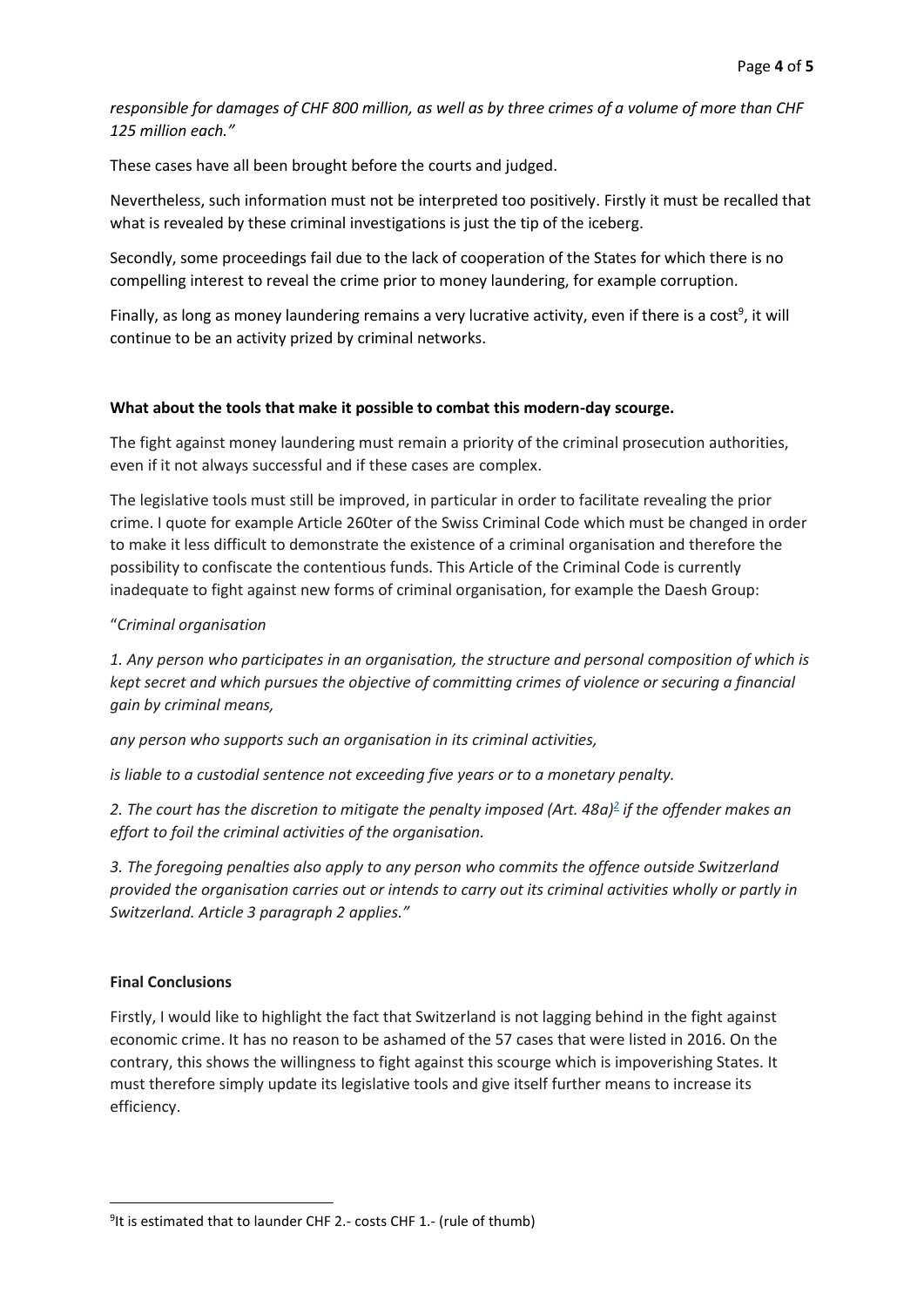*responsible for damages of CHF 800 million, as well as by three crimes of a volume of more than CHF 125 million each."*

These cases have all been brought before the courts and judged.

Nevertheless, such information must not be interpreted too positively. Firstly it must be recalled that what is revealed by these criminal investigations is just the tip of the iceberg.

Secondly, some proceedings fail due to the lack of cooperation of the States for which there is no compelling interest to reveal the crime prior to money laundering, for example corruption.

Finally, as long as money laundering remains a very lucrative activity, even if there is a cost[9], it will continue to be an activity prized by criminal networks.

**What about the tools that make it possible to combat this modern-day scourge.**

The fight against money laundering must remain a priority of the criminal prosecution authorities, even if it not always successful and if these cases are complex.

The legislative tools must still be improved, in particular in order to facilitate revealing the prior crime. I quote for example Article 260ter of the Swiss Criminal Code which must be changed in order to make it less difficult to demonstrate the existence of a criminal organisation and therefore the possibility to confiscate the contentious funds. This Article of the Criminal Code is currently inadequate to fight against new forms of criminal organisation, for example the Daesh Group:

"*Criminal organisation*

*1. Any person who participates in an organisation, the structure and personal composition of which is kept secret and which pursues the objective of committing crimes of violence or securing a financial gain by criminal means,*

*any person who supports such an organisation in its criminal activities,*

*is liable to a custodial sentence not exceeding five years or to a monetary penalty.*

*2. The court has the discretion to mitigate the penalty imposed (Art. 48a)[2] if the offender makes an effort to foil the criminal activities of the organisation.*

*3. The foregoing penalties also apply to any person who commits the offence outside Switzerland provided the organisation carries out or intends to carry out its criminal activities wholly or partly in Switzerland. Article 3 paragraph 2 applies."*

**Final Conclusions**

Firstly, I would like to highlight the fact that Switzerland is not lagging behind in the fight against economic crime. It has no reason to be ashamed of the 57 cases that were listed in 2016. On the contrary, this shows the willingness to fight against this scourge which is impoverishing States. It must therefore simply update its legislative tools and give itself further means to increase its efficiency.

[9] It is estimated that to launder CHF 2.- costs CHF 1.- (rule of thumb)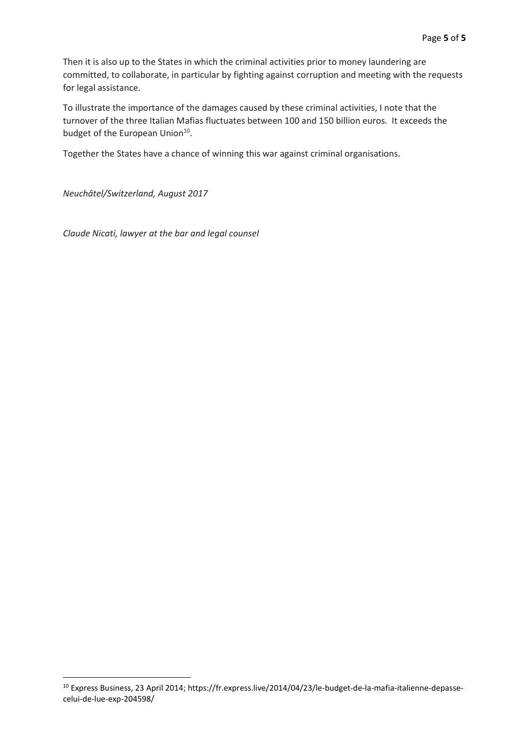Then it is also up to the States in which the criminal activities prior to money laundering are committed, to collaborate, in particular by fighting against corruption and meeting with the requests for legal assistance.

To illustrate the importance of the damages caused by these criminal activities, I note that the turnover of the three Italian Mafias fluctuates between 100 and 150 billion euros. It exceeds the budget of the European Union[10].

Together the States have a chance of winning this war against criminal organisations.

*Neuchâtel/Switzerland, August 2017*

*Claude Nicati, lawyer at the bar and legal counsel*

---

[10] Express Business, 23 April 2014; https://fr.express.live/2014/04/23/le-budget-de-la-mafia-italienne-depasse-celui-de-lue-exp-204598/